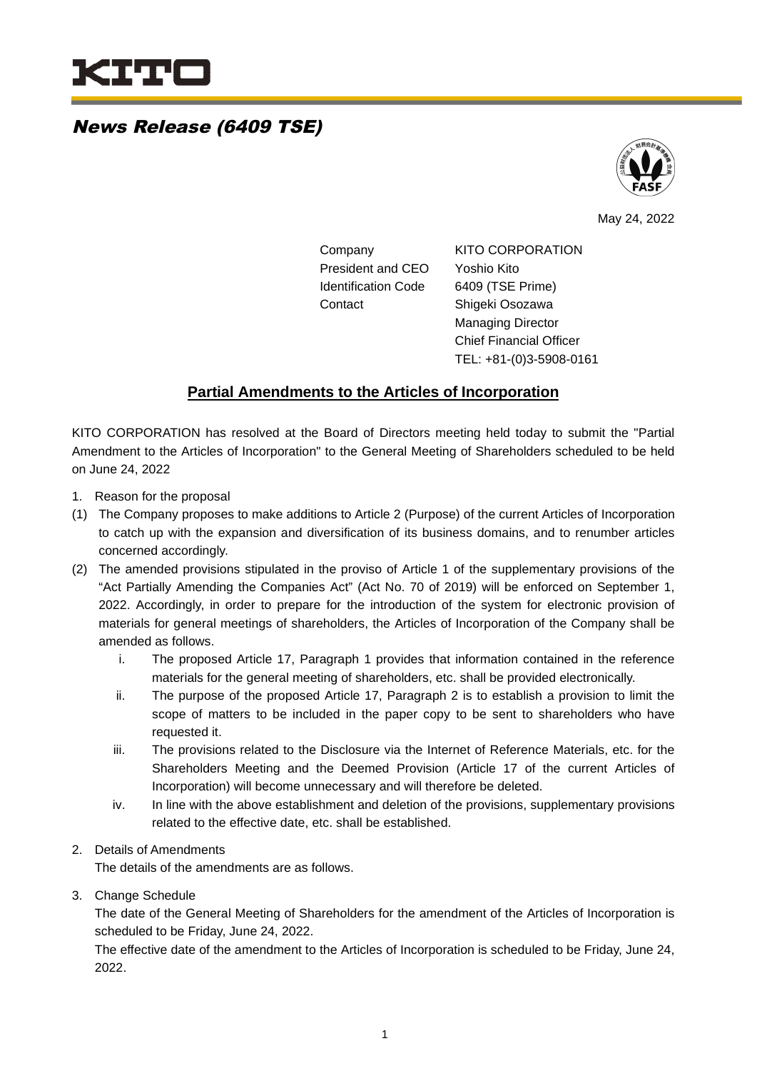KITO

# News Release (6409 TSE)

May 24, 2022

| | |
|---|---|
| Company | KITO CORPORATION |
| President and CEO | Yoshio Kito |
| Identification Code | 6409 (TSE Prime) |
| Contact | Shigeki Osozawa |
| | Managing Director |
| | Chief Financial Officer |
| | TEL: +81-(0)3-5908-0161 |

## Partial Amendments to the Articles of Incorporation

KITO CORPORATION has resolved at the Board of Directors meeting held today to submit the "Partial Amendment to the Articles of Incorporation" to the General Meeting of Shareholders scheduled to be held on June 24, 2022

1. Reason for the proposal

(1) The Company proposes to make additions to Article 2 (Purpose) of the current Articles of Incorporation to catch up with the expansion and diversification of its business domains, and to renumber articles concerned accordingly.

(2) The amended provisions stipulated in the proviso of Article 1 of the supplementary provisions of the "Act Partially Amending the Companies Act" (Act No. 70 of 2019) will be enforced on September 1, 2022. Accordingly, in order to prepare for the introduction of the system for electronic provision of materials for general meetings of shareholders, the Articles of Incorporation of the Company shall be amended as follows.

   i. The proposed Article 17, Paragraph 1 provides that information contained in the reference materials for the general meeting of shareholders, etc. shall be provided electronically.

   ii. The purpose of the proposed Article 17, Paragraph 2 is to establish a provision to limit the scope of matters to be included in the paper copy to be sent to shareholders who have requested it.

   iii. The provisions related to the Disclosure via the Internet of Reference Materials, etc. for the Shareholders Meeting and the Deemed Provision (Article 17 of the current Articles of Incorporation) will become unnecessary and will therefore be deleted.

   iv. In line with the above establishment and deletion of the provisions, supplementary provisions related to the effective date, etc. shall be established.

2. Details of Amendments

   The details of the amendments are as follows.

3. Change Schedule

   The date of the General Meeting of Shareholders for the amendment of the Articles of Incorporation is scheduled to be Friday, June 24, 2022.

   The effective date of the amendment to the Articles of Incorporation is scheduled to be Friday, June 24, 2022.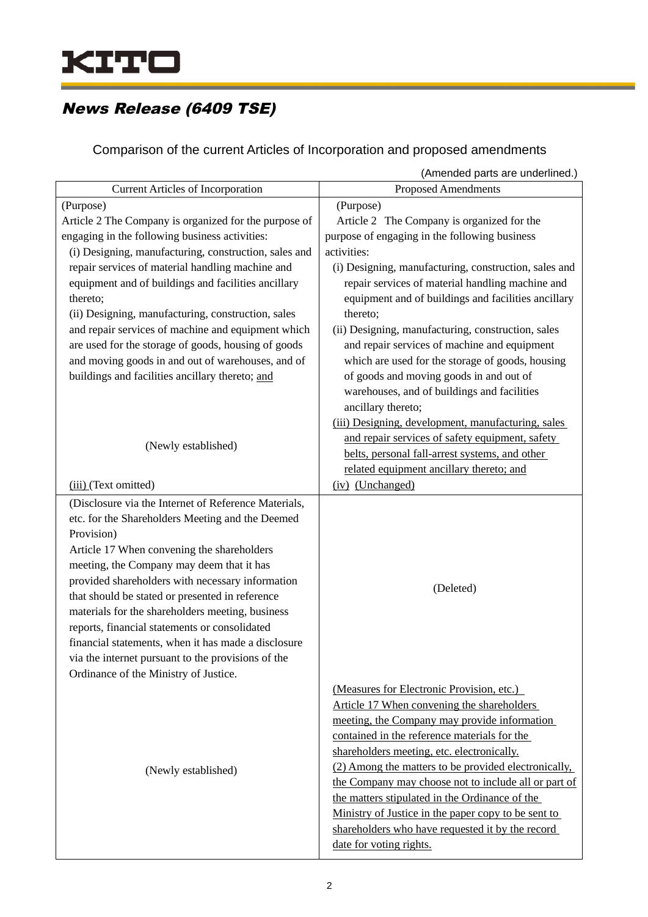## Comparison of the current Articles of Incorporation and proposed amendments

(Amended parts are underlined.)

| Current Articles of Incorporation | Proposed Amendments |
|---|---|
| (Purpose)<br>Article 2 The Company is organized for the purpose of engaging in the following business activities:<br>(i) Designing, manufacturing, construction, sales and repair services of material handling machine and equipment and of buildings and facilities ancillary thereto;<br>(ii) Designing, manufacturing, construction, sales and repair services of machine and equipment which are used for the storage of goods, housing of goods and moving goods in and out of warehouses, and of buildings and facilities ancillary thereto; <u>and</u> | (Purpose)<br>Article 2 The Company is organized for the purpose of engaging in the following business activities:<br>(i) Designing, manufacturing, construction, sales and repair services of material handling machine and equipment and of buildings and facilities ancillary thereto;<br>(ii) Designing, manufacturing, construction, sales and repair services of machine and equipment which are used for the storage of goods, housing of goods and moving goods in and out of warehouses, and of buildings and facilities ancillary thereto; |
| (Newly established) | <u>(iii) Designing, development, manufacturing, sales and repair services of safety equipment, safety belts, personal fall-arrest systems, and other related equipment ancillary thereto; and</u> |
| <u>(iii)</u> (Text omitted) | <u>(iv)</u> (Unchanged) |
| (Disclosure via the Internet of Reference Materials, etc. for the Shareholders Meeting and the Deemed Provision)<br>Article 17 When convening the shareholders meeting, the Company may deem that it has provided shareholders with necessary information that should be stated or presented in reference materials for the shareholders meeting, business reports, financial statements or consolidated financial statements, when it has made a disclosure via the internet pursuant to the provisions of the Ordinance of the Ministry of Justice. | (Deleted) |
| (Newly established) | <u>(Measures for Electronic Provision, etc.)</u><br><u>Article 17 When convening the shareholders meeting, the Company may provide information contained in the reference materials for the shareholders meeting, etc. electronically.</u><br><u>(2) Among the matters to be provided electronically, the Company may choose not to include all or part of the matters stipulated in the Ordinance of the Ministry of Justice in the paper copy to be sent to shareholders who have requested it by the record date for voting rights.</u> |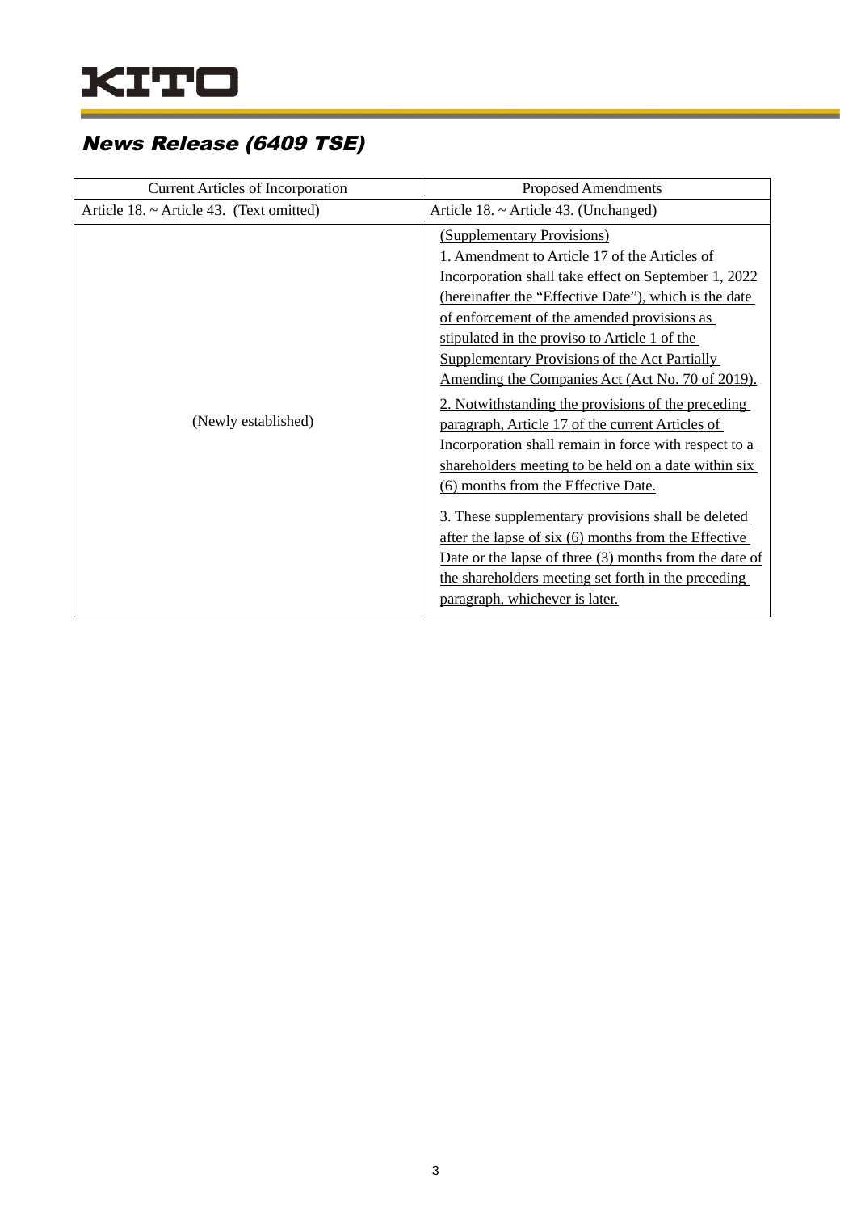| Current Articles of Incorporation | Proposed Amendments |
|---|---|
| Article 18. ~ Article 43. (Text omitted) | Article 18. ~ Article 43. (Unchanged) |
| (Newly established) | (Supplementary Provisions)<br>1. Amendment to Article 17 of the Articles of Incorporation shall take effect on September 1, 2022 (hereinafter the "Effective Date"), which is the date of enforcement of the amended provisions as stipulated in the proviso to Article 1 of the Supplementary Provisions of the Act Partially Amending the Companies Act (Act No. 70 of 2019).<br>2. Notwithstanding the provisions of the preceding paragraph, Article 17 of the current Articles of Incorporation shall remain in force with respect to a shareholders meeting to be held on a date within six (6) months from the Effective Date.<br>3. These supplementary provisions shall be deleted after the lapse of six (6) months from the Effective Date or the lapse of three (3) months from the date of the shareholders meeting set forth in the preceding paragraph, whichever is later. |